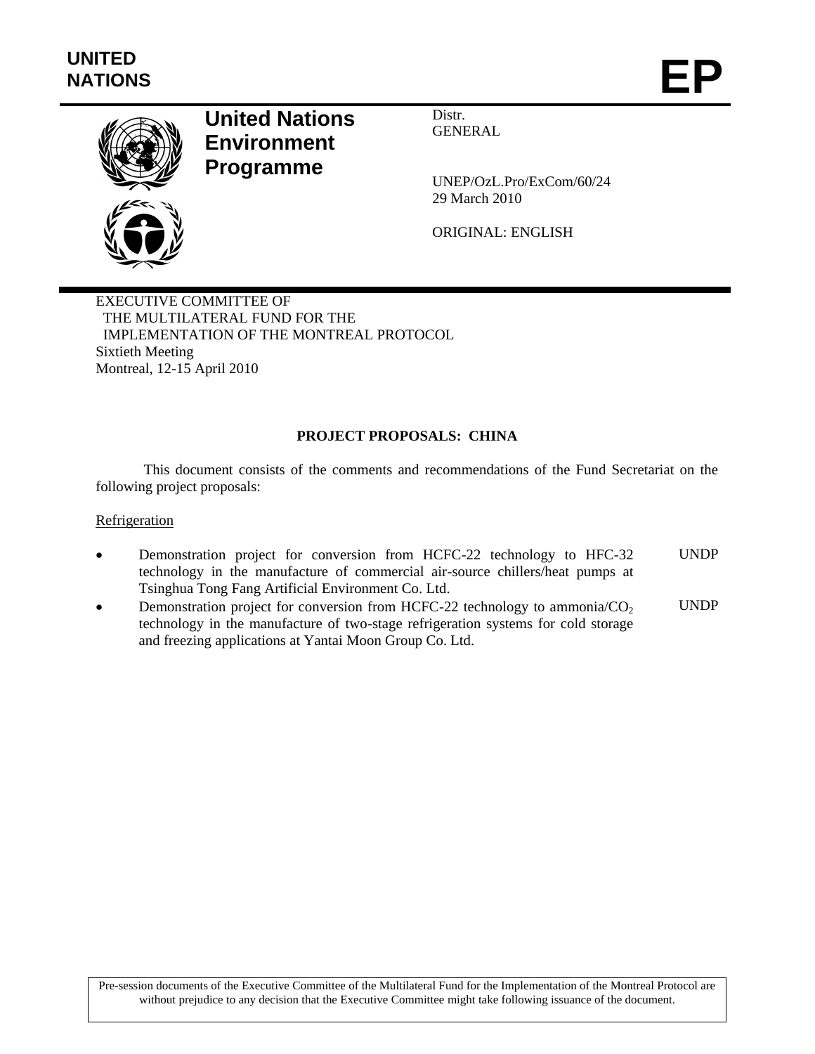**UNITED NATIONS**

# EP

**United Nations Environment Programme**

Distr.
GENERAL

UNEP/OzL.Pro/ExCom/60/24
29 March 2010

ORIGINAL: ENGLISH

EXECUTIVE COMMITTEE OF
THE MULTILATERAL FUND FOR THE
IMPLEMENTATION OF THE MONTREAL PROTOCOL
Sixtieth Meeting
Montreal, 12-15 April 2010

## PROJECT PROPOSALS: CHINA

This document consists of the comments and recommendations of the Fund Secretariat on the following project proposals:

Refrigeration

- Demonstration project for conversion from HCFC-22 technology to HFC-32 technology in the manufacture of commercial air-source chillers/heat pumps at Tsinghua Tong Fang Artificial Environment Co. Ltd. — UNDP
- Demonstration project for conversion from HCFC-22 technology to ammonia/$CO_2$ technology in the manufacture of two-stage refrigeration systems for cold storage and freezing applications at Yantai Moon Group Co. Ltd. — UNDP

Pre-session documents of the Executive Committee of the Multilateral Fund for the Implementation of the Montreal Protocol are without prejudice to any decision that the Executive Committee might take following issuance of the document.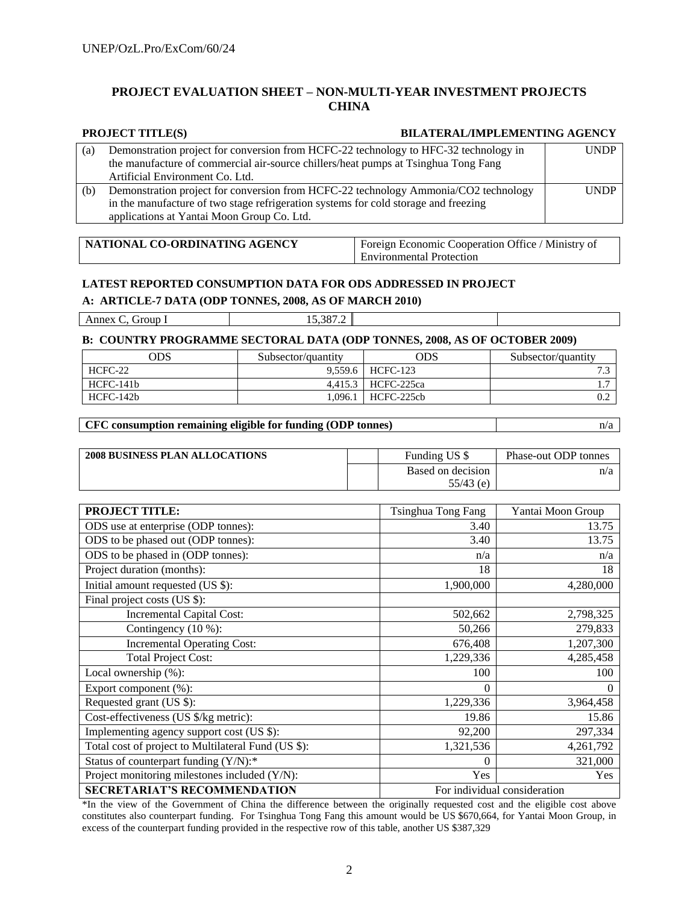## PROJECT EVALUATION SHEET – NON-MULTI-YEAR INVESTMENT PROJECTS CHINA

| | PROJECT TITLE(S) | BILATERAL/IMPLEMENTING AGENCY |
|---|---|---|
| (a) | Demonstration project for conversion from HCFC-22 technology to HFC-32 technology in the manufacture of commercial air-source chillers/heat pumps at Tsinghua Tong Fang Artificial Environment Co. Ltd. | UNDP |
| (b) | Demonstration project for conversion from HCFC-22 technology Ammonia/CO2 technology in the manufacture of two stage refrigeration systems for cold storage and freezing applications at Yantai Moon Group Co. Ltd. | UNDP |

| NATIONAL CO-ORDINATING AGENCY | Foreign Economic Cooperation Office / Ministry of Environmental Protection |
|---|---|

### LATEST REPORTED CONSUMPTION DATA FOR ODS ADDRESSED IN PROJECT

#### A: ARTICLE-7 DATA (ODP TONNES, 2008, AS OF MARCH 2010)

| Annex C, Group I | 15,387.2 | | |
|---|---|---|---|

#### B: COUNTRY PROGRAMME SECTORAL DATA (ODP TONNES, 2008, AS OF OCTOBER 2009)

| ODS | Subsector/quantity | ODS | Subsector/quantity |
|---|---|---|---|
| HCFC-22 | 9,559.6 | HCFC-123 | 7.3 |
| HCFC-141b | 4,415.3 | HCFC-225ca | 1.7 |
| HCFC-142b | 1,096.1 | HCFC-225cb | 0.2 |

| CFC consumption remaining eligible for funding (ODP tonnes) | n/a |
|---|---|

| 2008 BUSINESS PLAN ALLOCATIONS | | Funding US $ | Phase-out ODP tonnes |
|---|---|---|---|
| | | Based on decision 55/43 (e) | n/a |

| PROJECT TITLE: | Tsinghua Tong Fang | Yantai Moon Group |
|---|---|---|
| ODS use at enterprise (ODP tonnes): | 3.40 | 13.75 |
| ODS to be phased out (ODP tonnes): | 3.40 | 13.75 |
| ODS to be phased in (ODP tonnes): | n/a | n/a |
| Project duration (months): | 18 | 18 |
| Initial amount requested (US $): | 1,900,000 | 4,280,000 |
| Final project costs (US $): | | |
| Incremental Capital Cost: | 502,662 | 2,798,325 |
| Contingency (10 %): | 50,266 | 279,833 |
| Incremental Operating Cost: | 676,408 | 1,207,300 |
| Total Project Cost: | 1,229,336 | 4,285,458 |
| Local ownership (%): | 100 | 100 |
| Export component (%): | 0 | 0 |
| Requested grant (US $): | 1,229,336 | 3,964,458 |
| Cost-effectiveness (US $/kg metric): | 19.86 | 15.86 |
| Implementing agency support cost (US $): | 92,200 | 297,334 |
| Total cost of project to Multilateral Fund (US $): | 1,321,536 | 4,261,792 |
| Status of counterpart funding (Y/N):* | 0 | 321,000 |
| Project monitoring milestones included (Y/N): | Yes | Yes |
| **SECRETARIAT'S RECOMMENDATION** | For individual consideration | |

*In the view of the Government of China the difference between the originally requested cost and the eligible cost above constitutes also counterpart funding. For Tsinghua Tong Fang this amount would be US $670,664, for Yantai Moon Group, in excess of the counterpart funding provided in the respective row of this table, another US $387,329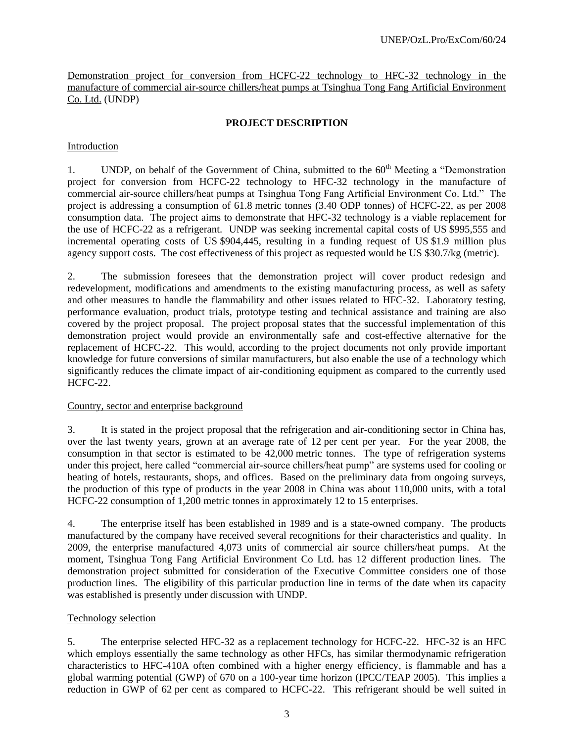Demonstration project for conversion from HCFC-22 technology to HFC-32 technology in the manufacture of commercial air-source chillers/heat pumps at Tsinghua Tong Fang Artificial Environment Co. Ltd. (UNDP)

## PROJECT DESCRIPTION

### Introduction

1. UNDP, on behalf of the Government of China, submitted to the 60th Meeting a "Demonstration project for conversion from HCFC-22 technology to HFC-32 technology in the manufacture of commercial air-source chillers/heat pumps at Tsinghua Tong Fang Artificial Environment Co. Ltd." The project is addressing a consumption of 61.8 metric tonnes (3.40 ODP tonnes) of HCFC-22, as per 2008 consumption data. The project aims to demonstrate that HFC-32 technology is a viable replacement for the use of HCFC-22 as a refrigerant. UNDP was seeking incremental capital costs of US $995,555 and incremental operating costs of US $904,445, resulting in a funding request of US $1.9 million plus agency support costs. The cost effectiveness of this project as requested would be US $30.7/kg (metric).

2. The submission foresees that the demonstration project will cover product redesign and redevelopment, modifications and amendments to the existing manufacturing process, as well as safety and other measures to handle the flammability and other issues related to HFC-32. Laboratory testing, performance evaluation, product trials, prototype testing and technical assistance and training are also covered by the project proposal. The project proposal states that the successful implementation of this demonstration project would provide an environmentally safe and cost-effective alternative for the replacement of HCFC-22. This would, according to the project documents not only provide important knowledge for future conversions of similar manufacturers, but also enable the use of a technology which significantly reduces the climate impact of air-conditioning equipment as compared to the currently used HCFC-22.

### Country, sector and enterprise background

3. It is stated in the project proposal that the refrigeration and air-conditioning sector in China has, over the last twenty years, grown at an average rate of 12 per cent per year. For the year 2008, the consumption in that sector is estimated to be 42,000 metric tonnes. The type of refrigeration systems under this project, here called "commercial air-source chillers/heat pump" are systems used for cooling or heating of hotels, restaurants, shops, and offices. Based on the preliminary data from ongoing surveys, the production of this type of products in the year 2008 in China was about 110,000 units, with a total HCFC-22 consumption of 1,200 metric tonnes in approximately 12 to 15 enterprises.

4. The enterprise itself has been established in 1989 and is a state-owned company. The products manufactured by the company have received several recognitions for their characteristics and quality. In 2009, the enterprise manufactured 4,073 units of commercial air source chillers/heat pumps. At the moment, Tsinghua Tong Fang Artificial Environment Co Ltd. has 12 different production lines. The demonstration project submitted for consideration of the Executive Committee considers one of those production lines. The eligibility of this particular production line in terms of the date when its capacity was established is presently under discussion with UNDP.

### Technology selection

5. The enterprise selected HFC-32 as a replacement technology for HCFC-22. HFC-32 is an HFC which employs essentially the same technology as other HFCs, has similar thermodynamic refrigeration characteristics to HFC-410A often combined with a higher energy efficiency, is flammable and has a global warming potential (GWP) of 670 on a 100-year time horizon (IPCC/TEAP 2005). This implies a reduction in GWP of 62 per cent as compared to HCFC-22. This refrigerant should be well suited in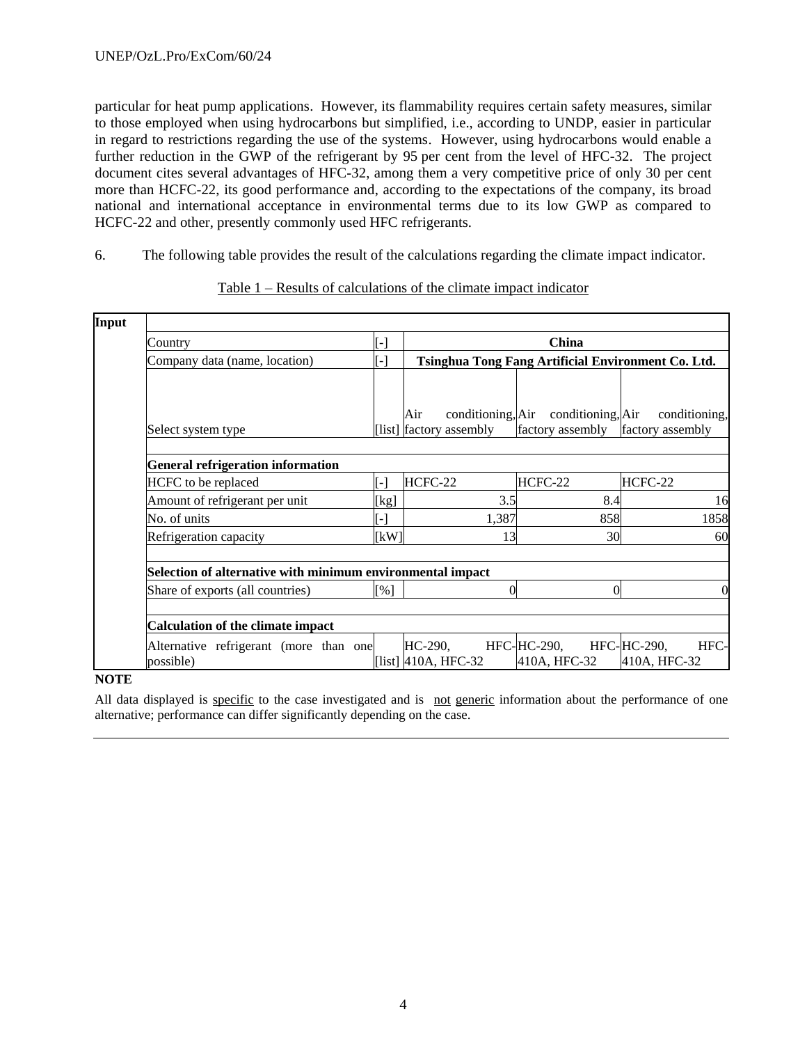particular for heat pump applications. However, its flammability requires certain safety measures, similar to those employed when using hydrocarbons but simplified, i.e., according to UNDP, easier in particular in regard to restrictions regarding the use of the systems. However, using hydrocarbons would enable a further reduction in the GWP of the refrigerant by 95 per cent from the level of HFC-32. The project document cites several advantages of HFC-32, among them a very competitive price of only 30 per cent more than HCFC-22, its good performance and, according to the expectations of the company, its broad national and international acceptance in environmental terms due to its low GWP as compared to HCFC-22 and other, presently commonly used HFC refrigerants.

6. The following table provides the result of the calculations regarding the climate impact indicator.

Table 1 – Results of calculations of the climate impact indicator

| **Input** | | | | | |
|---|---|---|---|---|---|
| | Country | [-] | **China** | | |
| | Company data (name, location) | [-] | **Tsinghua Tong Fang Artificial Environment Co. Ltd.** | | |
| | Select system type | [list] | Air conditioning, factory assembly | Air conditioning, factory assembly | Air conditioning, factory assembly |
| | **General refrigeration information** | | | | |
| | HCFC to be replaced | [-] | HCFC-22 | HCFC-22 | HCFC-22 |
| | Amount of refrigerant per unit | [kg] | 3.5 | 8.4 | 16 |
| | No. of units | [-] | 1,387 | 858 | 1858 |
| | Refrigeration capacity | [kW] | 13 | 30 | 60 |
| | **Selection of alternative with minimum environmental impact** | | | | |
| | Share of exports (all countries) | [%] | 0 | 0 | 0 |
| | **Calculation of the climate impact** | | | | |
| | Alternative refrigerant (more than one possible) | [list] | HC-290, HFC-410A, HFC-32 | HC-290, HFC-410A, HFC-32 | HC-290, HFC-410A, HFC-32 |

**NOTE**

All data displayed is specific to the case investigated and is not generic information about the performance of one alternative; performance can differ significantly depending on the case.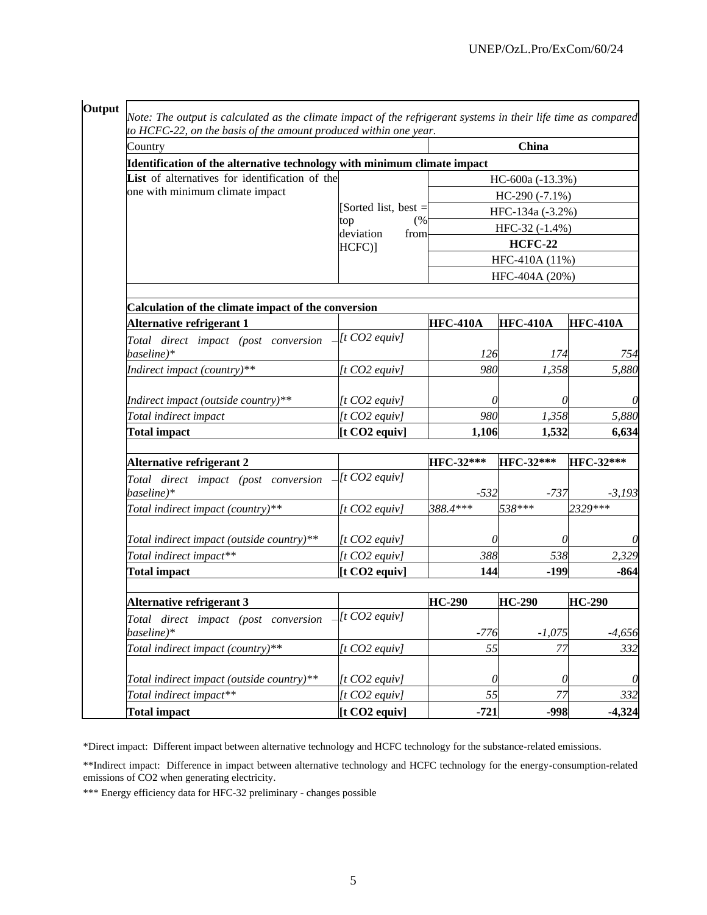| Output | | | | | |
|---|---|---|---|---|---|
| | *Note: The output is calculated as the climate impact of the refrigerant systems in their life time as compared to HCFC-22, on the basis of the amount produced within one year.* | | | | |
| | Country | | **China** | | |
| | **Identification of the alternative technology with minimum climate impact** | | | | |
| | **List** of alternatives for identification of the one with minimum climate impact | [Sorted list, best = top (% deviation from HCFC)] | HC-600a (-13.3%) | | |
| | | | HC-290 (-7.1%) | | |
| | | | HFC-134a (-3.2%) | | |
| | | | HFC-32 (-1.4%) | | |
| | | | **HCFC-22** | | |
| | | | HFC-410A (11%) | | |
| | | | HFC-404A (20%) | | |
| | | | | | |
| | **Calculation of the climate impact of the conversion** | | | | |
| | **Alternative refrigerant 1** | | **HFC-410A** | **HFC-410A** | **HFC-410A** |
| | *Total direct impact (post conversion – baseline)** | *[t CO2 equiv]* | *126* | *174* | *754* |
| | *Indirect impact (country)*** | *[t CO2 equiv]* | *980* | *1,358* | *5,880* |
| | *Indirect impact (outside country)*** | *[t CO2 equiv]* | *0* | *0* | *0* |
| | *Total indirect impact* | *[t CO2 equiv]* | *980* | *1,358* | *5,880* |
| | **Total impact** | **[t CO2 equiv]** | **1,106** | **1,532** | **6,634** |
| | | | | | |
| | **Alternative refrigerant 2** | | **HFC-32*** ** | **HFC-32*** ** | **HFC-32*** ** |
| | *Total direct impact (post conversion – baseline)** | *[t CO2 equiv]* | *-532* | *-737* | *-3,193* |
| | *Total indirect impact (country)*** | *[t CO2 equiv]* | *388.4**** | *538**** | *2329**** |
| | *Total indirect impact (outside country)*** | *[t CO2 equiv]* | *0* | *0* | *0* |
| | *Total indirect impact*** | *[t CO2 equiv]* | *388* | *538* | *2,329* |
| | **Total impact** | **[t CO2 equiv]** | **144** | **-199** | **-864** |
| | | | | | |
| | **Alternative refrigerant 3** | | **HC-290** | **HC-290** | **HC-290** |
| | *Total direct impact (post conversion – baseline)** | *[t CO2 equiv]* | *-776* | *-1,075* | *-4,656* |
| | *Total indirect impact (country)*** | *[t CO2 equiv]* | *55* | *77* | *332* |
| | *Total indirect impact (outside country)*** | *[t CO2 equiv]* | *0* | *0* | *0* |
| | *Total indirect impact*** | *[t CO2 equiv]* | *55* | *77* | *332* |
| | **Total impact** | **[t CO2 equiv]** | **-721** | **-998** | **-4,324** |

*Direct impact: Different impact between alternative technology and HCFC technology for the substance-related emissions.

**Indirect impact: Difference in impact between alternative technology and HCFC technology for the energy-consumption-related emissions of CO2 when generating electricity.

*** Energy efficiency data for HFC-32 preliminary - changes possible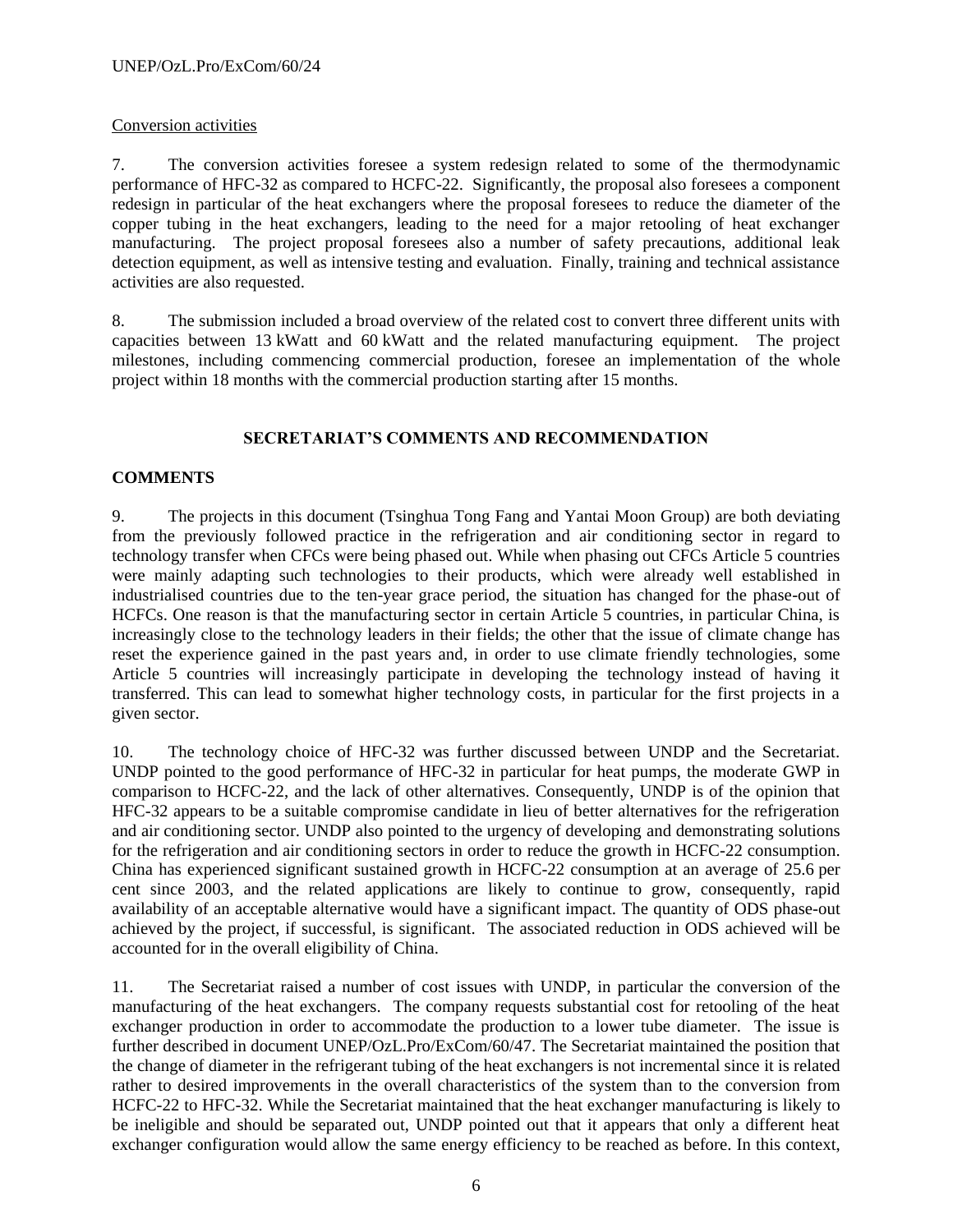Conversion activities

7. The conversion activities foresee a system redesign related to some of the thermodynamic performance of HFC-32 as compared to HCFC-22. Significantly, the proposal also foresees a component redesign in particular of the heat exchangers where the proposal foresees to reduce the diameter of the copper tubing in the heat exchangers, leading to the need for a major retooling of heat exchanger manufacturing. The project proposal foresees also a number of safety precautions, additional leak detection equipment, as well as intensive testing and evaluation. Finally, training and technical assistance activities are also requested.

8. The submission included a broad overview of the related cost to convert three different units with capacities between 13 kWatt and 60 kWatt and the related manufacturing equipment. The project milestones, including commencing commercial production, foresee an implementation of the whole project within 18 months with the commercial production starting after 15 months.

## SECRETARIAT'S COMMENTS AND RECOMMENDATION

### COMMENTS

9. The projects in this document (Tsinghua Tong Fang and Yantai Moon Group) are both deviating from the previously followed practice in the refrigeration and air conditioning sector in regard to technology transfer when CFCs were being phased out. While when phasing out CFCs Article 5 countries were mainly adapting such technologies to their products, which were already well established in industrialised countries due to the ten-year grace period, the situation has changed for the phase-out of HCFCs. One reason is that the manufacturing sector in certain Article 5 countries, in particular China, is increasingly close to the technology leaders in their fields; the other that the issue of climate change has reset the experience gained in the past years and, in order to use climate friendly technologies, some Article 5 countries will increasingly participate in developing the technology instead of having it transferred. This can lead to somewhat higher technology costs, in particular for the first projects in a given sector.

10. The technology choice of HFC-32 was further discussed between UNDP and the Secretariat. UNDP pointed to the good performance of HFC-32 in particular for heat pumps, the moderate GWP in comparison to HCFC-22, and the lack of other alternatives. Consequently, UNDP is of the opinion that HFC-32 appears to be a suitable compromise candidate in lieu of better alternatives for the refrigeration and air conditioning sector. UNDP also pointed to the urgency of developing and demonstrating solutions for the refrigeration and air conditioning sectors in order to reduce the growth in HCFC-22 consumption. China has experienced significant sustained growth in HCFC-22 consumption at an average of 25.6 per cent since 2003, and the related applications are likely to continue to grow, consequently, rapid availability of an acceptable alternative would have a significant impact. The quantity of ODS phase-out achieved by the project, if successful, is significant. The associated reduction in ODS achieved will be accounted for in the overall eligibility of China.

11. The Secretariat raised a number of cost issues with UNDP, in particular the conversion of the manufacturing of the heat exchangers. The company requests substantial cost for retooling of the heat exchanger production in order to accommodate the production to a lower tube diameter. The issue is further described in document UNEP/OzL.Pro/ExCom/60/47. The Secretariat maintained the position that the change of diameter in the refrigerant tubing of the heat exchangers is not incremental since it is related rather to desired improvements in the overall characteristics of the system than to the conversion from HCFC-22 to HFC-32. While the Secretariat maintained that the heat exchanger manufacturing is likely to be ineligible and should be separated out, UNDP pointed out that it appears that only a different heat exchanger configuration would allow the same energy efficiency to be reached as before. In this context,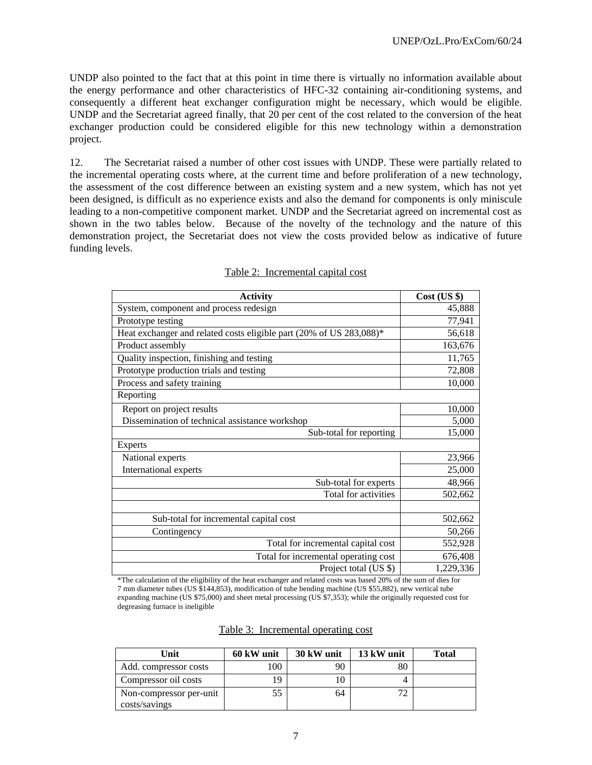UNDP also pointed to the fact that at this point in time there is virtually no information available about the energy performance and other characteristics of HFC-32 containing air-conditioning systems, and consequently a different heat exchanger configuration might be necessary, which would be eligible. UNDP and the Secretariat agreed finally, that 20 per cent of the cost related to the conversion of the heat exchanger production could be considered eligible for this new technology within a demonstration project.

12. The Secretariat raised a number of other cost issues with UNDP. These were partially related to the incremental operating costs where, at the current time and before proliferation of a new technology, the assessment of the cost difference between an existing system and a new system, which has not yet been designed, is difficult as no experience exists and also the demand for components is only miniscule leading to a non-competitive component market. UNDP and the Secretariat agreed on incremental cost as shown in the two tables below. Because of the novelty of the technology and the nature of this demonstration project, the Secretariat does not view the costs provided below as indicative of future funding levels.

Table 2: Incremental capital cost

| Activity | Cost (US $) |
|---|---|
| System, component and process redesign | 45,888 |
| Prototype testing | 77,941 |
| Heat exchanger and related costs eligible part (20% of US 283,088)* | 56,618 |
| Product assembly | 163,676 |
| Quality inspection, finishing and testing | 11,765 |
| Prototype production trials and testing | 72,808 |
| Process and safety training | 10,000 |
| Reporting | |
| Report on project results | 10,000 |
| Dissemination of technical assistance workshop | 5,000 |
| Sub-total for reporting | 15,000 |
| Experts | |
| National experts | 23,966 |
| International experts | 25,000 |
| Sub-total for experts | 48,966 |
| Total for activities | 502,662 |
| | |
| Sub-total for incremental capital cost | 502,662 |
| Contingency | 50,266 |
| Total for incremental capital cost | 552,928 |
| Total for incremental operating cost | 676,408 |
| Project total (US $) | 1,229,336 |

*The calculation of the eligibility of the heat exchanger and related costs was based 20% of the sum of dies for 7 mm diameter tubes (US $144,853), modification of tube bending machine (US $55,882), new vertical tube expanding machine (US $75,000) and sheet metal processing (US $7,353); while the originally requested cost for degreasing furnace is ineligible

Table 3: Incremental operating cost

| Unit | 60 kW unit | 30 kW unit | 13 kW unit | Total |
|---|---|---|---|---|
| Add. compressor costs | 100 | 90 | 80 | |
| Compressor oil costs | 19 | 10 | 4 | |
| Non-compressor per-unit costs/savings | 55 | 64 | 72 | |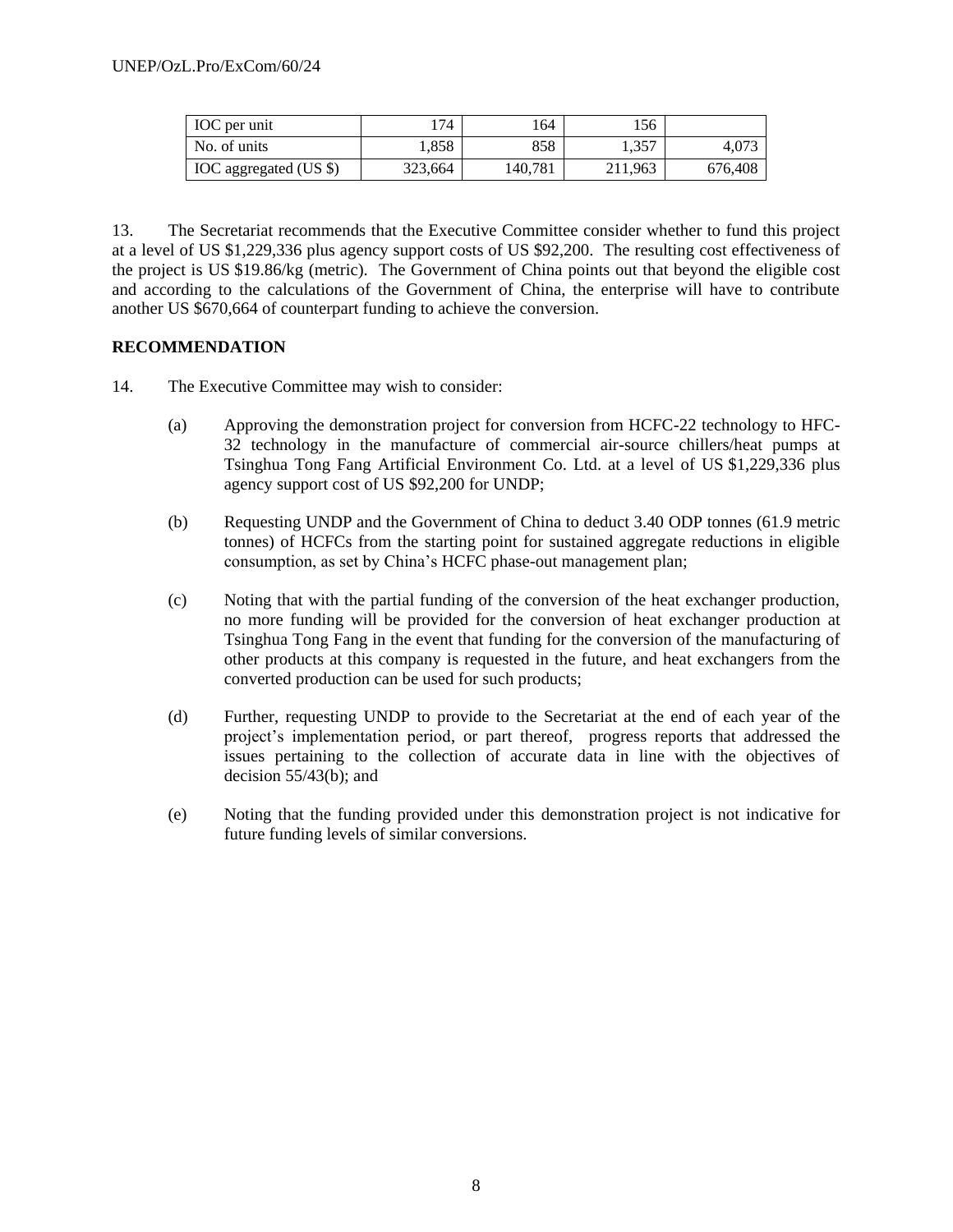| IOC per unit | 174 | 164 | 156 | |
|---|---|---|---|---|
| No. of units | 1,858 | 858 | 1,357 | 4,073 |
| IOC aggregated (US $) | 323,664 | 140,781 | 211,963 | 676,408 |

13. The Secretariat recommends that the Executive Committee consider whether to fund this project at a level of US $1,229,336 plus agency support costs of US $92,200. The resulting cost effectiveness of the project is US $19.86/kg (metric). The Government of China points out that beyond the eligible cost and according to the calculations of the Government of China, the enterprise will have to contribute another US $670,664 of counterpart funding to achieve the conversion.

**RECOMMENDATION**

14. The Executive Committee may wish to consider:

(a) Approving the demonstration project for conversion from HCFC-22 technology to HFC-32 technology in the manufacture of commercial air-source chillers/heat pumps at Tsinghua Tong Fang Artificial Environment Co. Ltd. at a level of US $1,229,336 plus agency support cost of US $92,200 for UNDP;

(b) Requesting UNDP and the Government of China to deduct 3.40 ODP tonnes (61.9 metric tonnes) of HCFCs from the starting point for sustained aggregate reductions in eligible consumption, as set by China's HCFC phase-out management plan;

(c) Noting that with the partial funding of the conversion of the heat exchanger production, no more funding will be provided for the conversion of heat exchanger production at Tsinghua Tong Fang in the event that funding for the conversion of the manufacturing of other products at this company is requested in the future, and heat exchangers from the converted production can be used for such products;

(d) Further, requesting UNDP to provide to the Secretariat at the end of each year of the project's implementation period, or part thereof, progress reports that addressed the issues pertaining to the collection of accurate data in line with the objectives of decision 55/43(b); and

(e) Noting that the funding provided under this demonstration project is not indicative for future funding levels of similar conversions.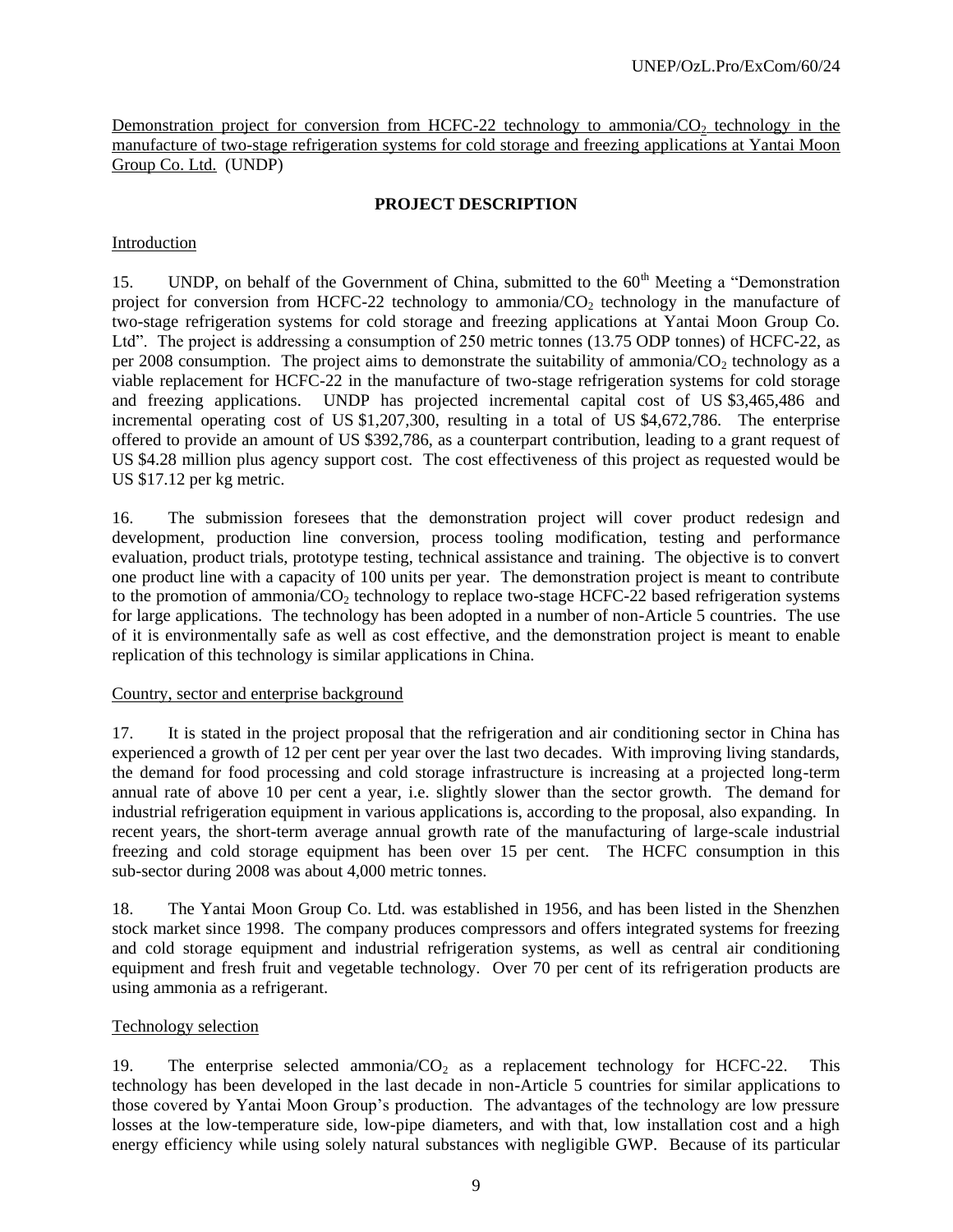Demonstration project for conversion from HCFC-22 technology to ammonia/$CO_2$ technology in the manufacture of two-stage refrigeration systems for cold storage and freezing applications at Yantai Moon Group Co. Ltd. (UNDP)

**PROJECT DESCRIPTION**

Introduction

15. UNDP, on behalf of the Government of China, submitted to the 60th Meeting a "Demonstration project for conversion from HCFC-22 technology to ammonia/$CO_2$ technology in the manufacture of two-stage refrigeration systems for cold storage and freezing applications at Yantai Moon Group Co. Ltd". The project is addressing a consumption of 250 metric tonnes (13.75 ODP tonnes) of HCFC-22, as per 2008 consumption. The project aims to demonstrate the suitability of ammonia/$CO_2$ technology as a viable replacement for HCFC-22 in the manufacture of two-stage refrigeration systems for cold storage and freezing applications. UNDP has projected incremental capital cost of US \$3,465,486 and incremental operating cost of US \$1,207,300, resulting in a total of US \$4,672,786. The enterprise offered to provide an amount of US \$392,786, as a counterpart contribution, leading to a grant request of US \$4.28 million plus agency support cost. The cost effectiveness of this project as requested would be US \$17.12 per kg metric.

16. The submission foresees that the demonstration project will cover product redesign and development, production line conversion, process tooling modification, testing and performance evaluation, product trials, prototype testing, technical assistance and training. The objective is to convert one product line with a capacity of 100 units per year. The demonstration project is meant to contribute to the promotion of ammonia/$CO_2$ technology to replace two-stage HCFC-22 based refrigeration systems for large applications. The technology has been adopted in a number of non-Article 5 countries. The use of it is environmentally safe as well as cost effective, and the demonstration project is meant to enable replication of this technology is similar applications in China.

Country, sector and enterprise background

17. It is stated in the project proposal that the refrigeration and air conditioning sector in China has experienced a growth of 12 per cent per year over the last two decades. With improving living standards, the demand for food processing and cold storage infrastructure is increasing at a projected long-term annual rate of above 10 per cent a year, i.e. slightly slower than the sector growth. The demand for industrial refrigeration equipment in various applications is, according to the proposal, also expanding. In recent years, the short-term average annual growth rate of the manufacturing of large-scale industrial freezing and cold storage equipment has been over 15 per cent. The HCFC consumption in this sub-sector during 2008 was about 4,000 metric tonnes.

18. The Yantai Moon Group Co. Ltd. was established in 1956, and has been listed in the Shenzhen stock market since 1998. The company produces compressors and offers integrated systems for freezing and cold storage equipment and industrial refrigeration systems, as well as central air conditioning equipment and fresh fruit and vegetable technology. Over 70 per cent of its refrigeration products are using ammonia as a refrigerant.

Technology selection

19. The enterprise selected ammonia/$CO_2$ as a replacement technology for HCFC-22. This technology has been developed in the last decade in non-Article 5 countries for similar applications to those covered by Yantai Moon Group's production. The advantages of the technology are low pressure losses at the low-temperature side, low-pipe diameters, and with that, low installation cost and a high energy efficiency while using solely natural substances with negligible GWP. Because of its particular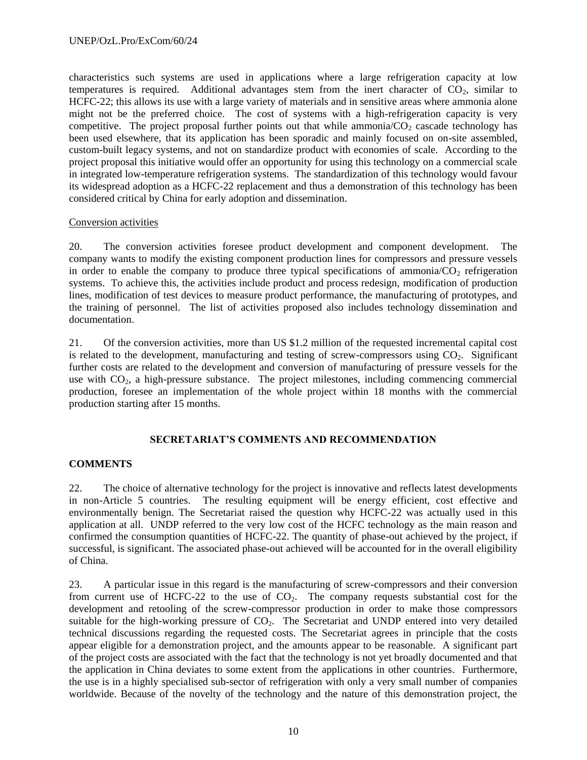characteristics such systems are used in applications where a large refrigeration capacity at low temperatures is required. Additional advantages stem from the inert character of $CO_2$, similar to HCFC-22; this allows its use with a large variety of materials and in sensitive areas where ammonia alone might not be the preferred choice. The cost of systems with a high-refrigeration capacity is very competitive. The project proposal further points out that while ammonia/$CO_2$ cascade technology has been used elsewhere, that its application has been sporadic and mainly focused on on-site assembled, custom-built legacy systems, and not on standardize product with economies of scale. According to the project proposal this initiative would offer an opportunity for using this technology on a commercial scale in integrated low-temperature refrigeration systems. The standardization of this technology would favour its widespread adoption as a HCFC-22 replacement and thus a demonstration of this technology has been considered critical by China for early adoption and dissemination.

Conversion activities

20. The conversion activities foresee product development and component development. The company wants to modify the existing component production lines for compressors and pressure vessels in order to enable the company to produce three typical specifications of ammonia/$CO_2$ refrigeration systems. To achieve this, the activities include product and process redesign, modification of production lines, modification of test devices to measure product performance, the manufacturing of prototypes, and the training of personnel. The list of activities proposed also includes technology dissemination and documentation.

21. Of the conversion activities, more than US $1.2 million of the requested incremental capital cost is related to the development, manufacturing and testing of screw-compressors using $CO_2$. Significant further costs are related to the development and conversion of manufacturing of pressure vessels for the use with $CO_2$, a high-pressure substance. The project milestones, including commencing commercial production, foresee an implementation of the whole project within 18 months with the commercial production starting after 15 months.

## SECRETARIAT'S COMMENTS AND RECOMMENDATION

### COMMENTS

22. The choice of alternative technology for the project is innovative and reflects latest developments in non-Article 5 countries. The resulting equipment will be energy efficient, cost effective and environmentally benign. The Secretariat raised the question why HCFC-22 was actually used in this application at all. UNDP referred to the very low cost of the HCFC technology as the main reason and confirmed the consumption quantities of HCFC-22. The quantity of phase-out achieved by the project, if successful, is significant. The associated phase-out achieved will be accounted for in the overall eligibility of China.

23. A particular issue in this regard is the manufacturing of screw-compressors and their conversion from current use of HCFC-22 to the use of $CO_2$. The company requests substantial cost for the development and retooling of the screw-compressor production in order to make those compressors suitable for the high-working pressure of $CO_2$. The Secretariat and UNDP entered into very detailed technical discussions regarding the requested costs. The Secretariat agrees in principle that the costs appear eligible for a demonstration project, and the amounts appear to be reasonable. A significant part of the project costs are associated with the fact that the technology is not yet broadly documented and that the application in China deviates to some extent from the applications in other countries. Furthermore, the use is in a highly specialised sub-sector of refrigeration with only a very small number of companies worldwide. Because of the novelty of the technology and the nature of this demonstration project, the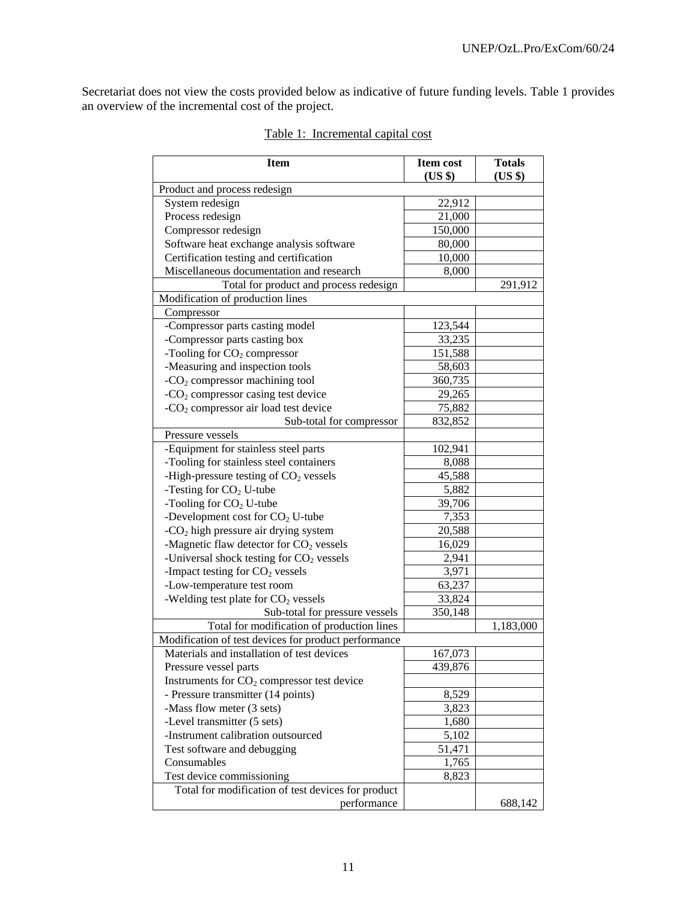Secretariat does not view the costs provided below as indicative of future funding levels. Table 1 provides an overview of the incremental cost of the project.

Table 1: Incremental capital cost

| Item | Item cost (US $) | Totals (US $) |
|---|---|---|
| Product and process redesign | | |
| System redesign | 22,912 | |
| Process redesign | 21,000 | |
| Compressor redesign | 150,000 | |
| Software heat exchange analysis software | 80,000 | |
| Certification testing and certification | 10,000 | |
| Miscellaneous documentation and research | 8,000 | |
| Total for product and process redesign | | 291,912 |
| Modification of production lines | | |
| Compressor | | |
| -Compressor parts casting model | 123,544 | |
| -Compressor parts casting box | 33,235 | |
| -Tooling for $CO_2$ compressor | 151,588 | |
| -Measuring and inspection tools | 58,603 | |
| -$CO_2$ compressor machining tool | 360,735 | |
| -$CO_2$ compressor casing test device | 29,265 | |
| -$CO_2$ compressor air load test device | 75,882 | |
| Sub-total for compressor | 832,852 | |
| Pressure vessels | | |
| -Equipment for stainless steel parts | 102,941 | |
| -Tooling for stainless steel containers | 8,088 | |
| -High-pressure testing of $CO_2$ vessels | 45,588 | |
| -Testing for $CO_2$ U-tube | 5,882 | |
| -Tooling for $CO_2$ U-tube | 39,706 | |
| -Development cost for $CO_2$ U-tube | 7,353 | |
| -$CO_2$ high pressure air drying system | 20,588 | |
| -Magnetic flaw detector for $CO_2$ vessels | 16,029 | |
| -Universal shock testing for $CO_2$ vessels | 2,941 | |
| -Impact testing for $CO_2$ vessels | 3,971 | |
| -Low-temperature test room | 63,237 | |
| -Welding test plate for $CO_2$ vessels | 33,824 | |
| Sub-total for pressure vessels | 350,148 | |
| Total for modification of production lines | | 1,183,000 |
| Modification of test devices for product performance | | |
| Materials and installation of test devices | 167,073 | |
| Pressure vessel parts | 439,876 | |
| Instruments for $CO_2$ compressor test device | | |
| - Pressure transmitter (14 points) | 8,529 | |
| -Mass flow meter (3 sets) | 3,823 | |
| -Level transmitter (5 sets) | 1,680 | |
| -Instrument calibration outsourced | 5,102 | |
| Test software and debugging | 51,471 | |
| Consumables | 1,765 | |
| Test device commissioning | 8,823 | |
| Total for modification of test devices for product performance | | 688,142 |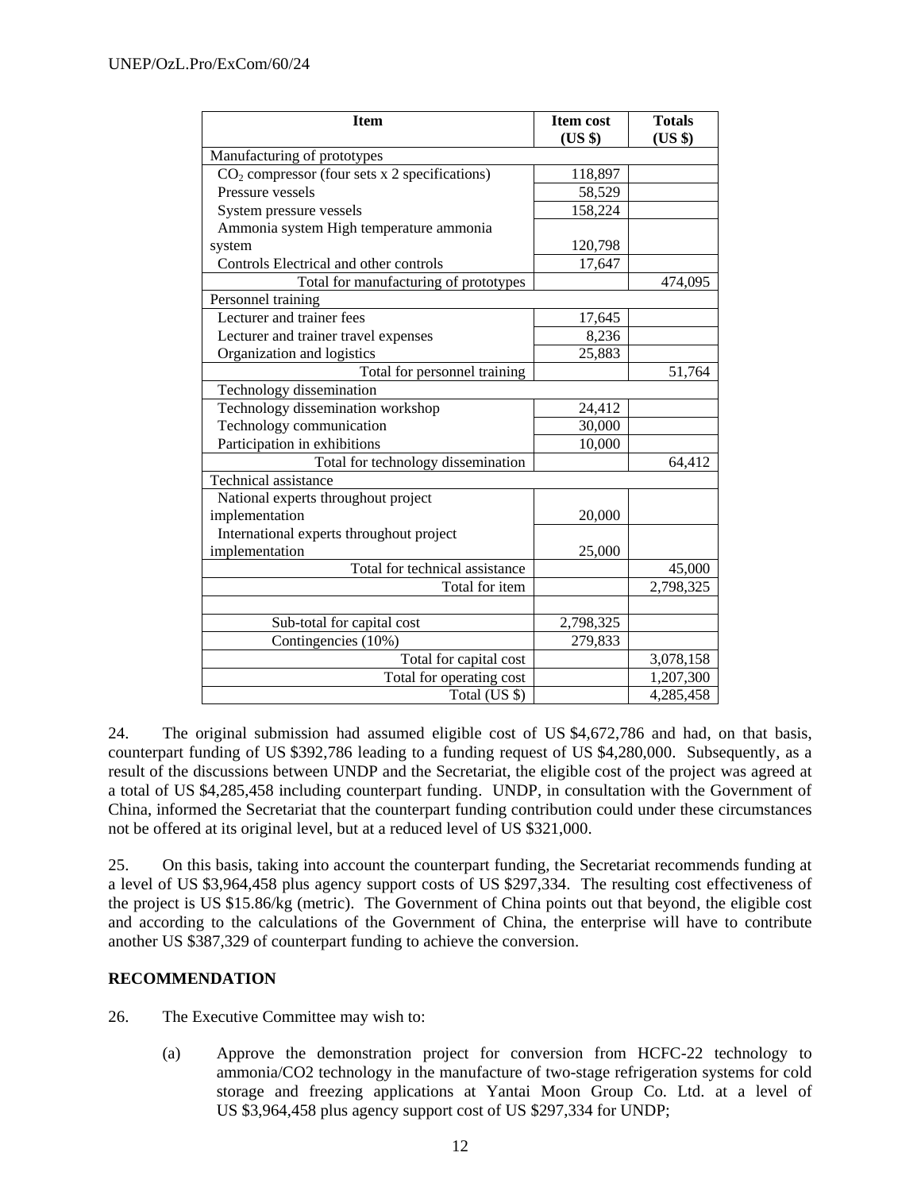| Item | Item cost (US $) | Totals (US $) |
|---|---|---|
| Manufacturing of prototypes | | |
| $CO_2$ compressor (four sets x 2 specifications) | 118,897 | |
| Pressure vessels | 58,529 | |
| System pressure vessels | 158,224 | |
| Ammonia system High temperature ammonia system | 120,798 | |
| Controls Electrical and other controls | 17,647 | |
| Total for manufacturing of prototypes | | 474,095 |
| Personnel training | | |
| Lecturer and trainer fees | 17,645 | |
| Lecturer and trainer travel expenses | 8,236 | |
| Organization and logistics | 25,883 | |
| Total for personnel training | | 51,764 |
| Technology dissemination | | |
| Technology dissemination workshop | 24,412 | |
| Technology communication | 30,000 | |
| Participation in exhibitions | 10,000 | |
| Total for technology dissemination | | 64,412 |
| Technical assistance | | |
| National experts throughout project implementation | 20,000 | |
| International experts throughout project implementation | 25,000 | |
| Total for technical assistance | | 45,000 |
| Total for item | | 2,798,325 |
| | | |
| Sub-total for capital cost | 2,798,325 | |
| Contingencies (10%) | 279,833 | |
| Total for capital cost | | 3,078,158 |
| Total for operating cost | | 1,207,300 |
| Total (US $) | | 4,285,458 |

24. The original submission had assumed eligible cost of US $4,672,786 and had, on that basis, counterpart funding of US $392,786 leading to a funding request of US $4,280,000. Subsequently, as a result of the discussions between UNDP and the Secretariat, the eligible cost of the project was agreed at a total of US $4,285,458 including counterpart funding. UNDP, in consultation with the Government of China, informed the Secretariat that the counterpart funding contribution could under these circumstances not be offered at its original level, but at a reduced level of US $321,000.

25. On this basis, taking into account the counterpart funding, the Secretariat recommends funding at a level of US $3,964,458 plus agency support costs of US $297,334. The resulting cost effectiveness of the project is US $15.86/kg (metric). The Government of China points out that beyond, the eligible cost and according to the calculations of the Government of China, the enterprise will have to contribute another US $387,329 of counterpart funding to achieve the conversion.

**RECOMMENDATION**

26. The Executive Committee may wish to:

(a) Approve the demonstration project for conversion from HCFC-22 technology to ammonia/CO2 technology in the manufacture of two-stage refrigeration systems for cold storage and freezing applications at Yantai Moon Group Co. Ltd. at a level of US $3,964,458 plus agency support cost of US $297,334 for UNDP;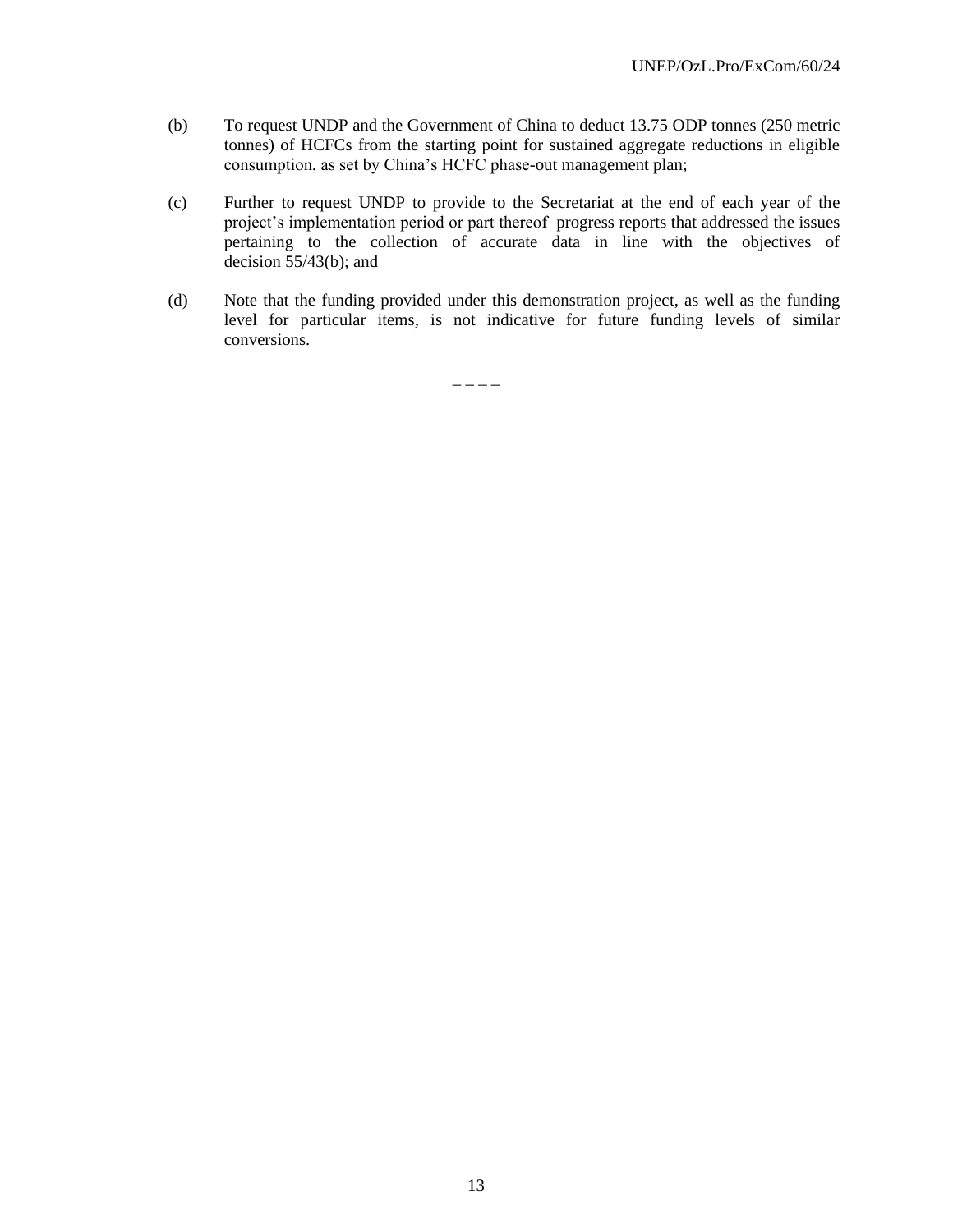(b) To request UNDP and the Government of China to deduct 13.75 ODP tonnes (250 metric tonnes) of HCFCs from the starting point for sustained aggregate reductions in eligible consumption, as set by China's HCFC phase-out management plan;

(c) Further to request UNDP to provide to the Secretariat at the end of each year of the project's implementation period or part thereof progress reports that addressed the issues pertaining to the collection of accurate data in line with the objectives of decision 55/43(b); and

(d) Note that the funding provided under this demonstration project, as well as the funding level for particular items, is not indicative for future funding levels of similar conversions.

– – – –